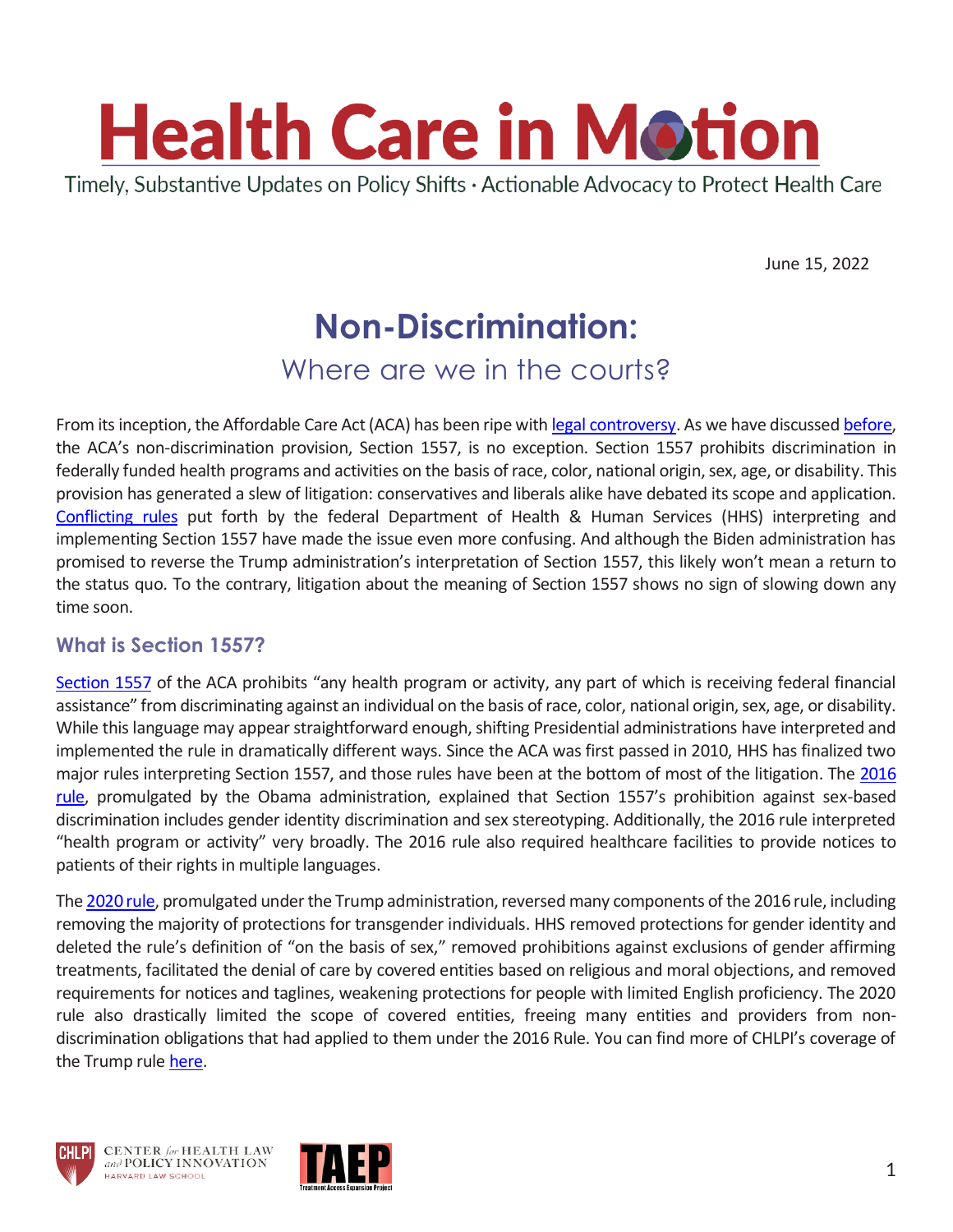# Health Care in Motion

Timely, Substantive Updates on Policy Shifts · Actionable Advocacy to Protect Health Care

June 15, 2022

## Non-Discrimination:

### Where are we in the courts?

From its inception, the Affordable Care Act (ACA) has been ripe with legal controversy. As we have discussed before, the ACA's non-discrimination provision, Section 1557, is no exception. Section 1557 prohibits discrimination in federally funded health programs and activities on the basis of race, color, national origin, sex, age, or disability. This provision has generated a slew of litigation: conservatives and liberals alike have debated its scope and application. Conflicting rules put forth by the federal Department of Health & Human Services (HHS) interpreting and implementing Section 1557 have made the issue even more confusing. And although the Biden administration has promised to reverse the Trump administration's interpretation of Section 1557, this likely won't mean a return to the status quo. To the contrary, litigation about the meaning of Section 1557 shows no sign of slowing down any time soon.

### What is Section 1557?

Section 1557 of the ACA prohibits "any health program or activity, any part of which is receiving federal financial assistance" from discriminating against an individual on the basis of race, color, national origin, sex, age, or disability. While this language may appear straightforward enough, shifting Presidential administrations have interpreted and implemented the rule in dramatically different ways. Since the ACA was first passed in 2010, HHS has finalized two major rules interpreting Section 1557, and those rules have been at the bottom of most of the litigation. The 2016 rule, promulgated by the Obama administration, explained that Section 1557's prohibition against sex-based discrimination includes gender identity discrimination and sex stereotyping. Additionally, the 2016 rule interpreted "health program or activity" very broadly. The 2016 rule also required healthcare facilities to provide notices to patients of their rights in multiple languages.

The 2020 rule, promulgated under the Trump administration, reversed many components of the 2016 rule, including removing the majority of protections for transgender individuals. HHS removed protections for gender identity and deleted the rule's definition of "on the basis of sex," removed prohibitions against exclusions of gender affirming treatments, facilitated the denial of care by covered entities based on religious and moral objections, and removed requirements for notices and taglines, weakening protections for people with limited English proficiency. The 2020 rule also drastically limited the scope of covered entities, freeing many entities and providers from non-discrimination obligations that had applied to them under the 2016 Rule. You can find more of CHLPI's coverage of the Trump rule here.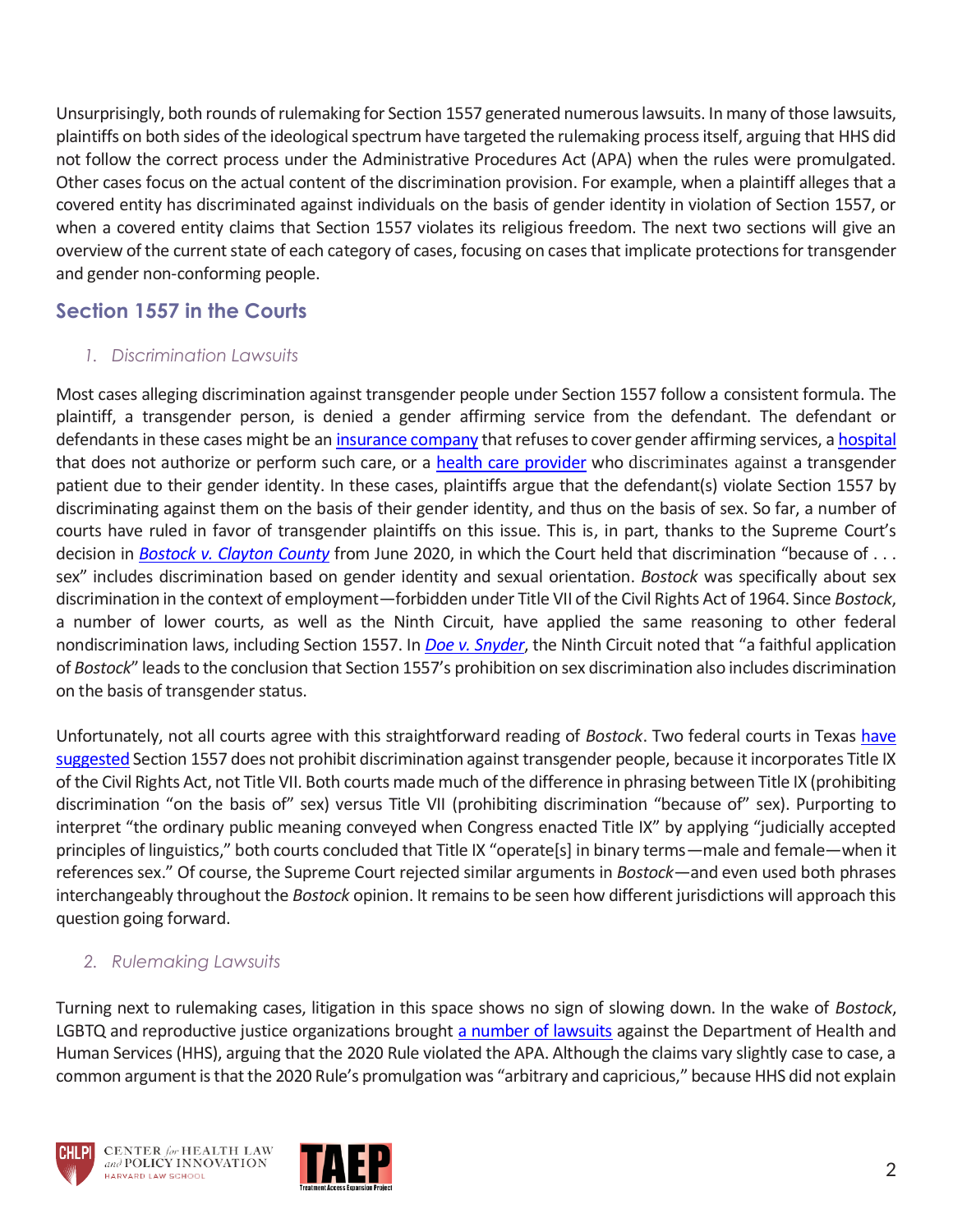Unsurprisingly, both rounds of rulemaking for Section 1557 generated numerous lawsuits. In many of those lawsuits, plaintiffs on both sides of the ideological spectrum have targeted the rulemaking process itself, arguing that HHS did not follow the correct process under the Administrative Procedures Act (APA) when the rules were promulgated. Other cases focus on the actual content of the discrimination provision. For example, when a plaintiff alleges that a covered entity has discriminated against individuals on the basis of gender identity in violation of Section 1557, or when a covered entity claims that Section 1557 violates its religious freedom. The next two sections will give an overview of the current state of each category of cases, focusing on cases that implicate protections for transgender and gender non-conforming people.

## Section 1557 in the Courts

### *1. Discrimination Lawsuits*

Most cases alleging discrimination against transgender people under Section 1557 follow a consistent formula. The plaintiff, a transgender person, is denied a gender affirming service from the defendant. The defendant or defendants in these cases might be an insurance company that refuses to cover gender affirming services, a hospital that does not authorize or perform such care, or a health care provider who discriminates against a transgender patient due to their gender identity. In these cases, plaintiffs argue that the defendant(s) violate Section 1557 by discriminating against them on the basis of their gender identity, and thus on the basis of sex. So far, a number of courts have ruled in favor of transgender plaintiffs on this issue. This is, in part, thanks to the Supreme Court's decision in *Bostock v. Clayton County* from June 2020, in which the Court held that discrimination "because of . . . sex" includes discrimination based on gender identity and sexual orientation. *Bostock* was specifically about sex discrimination in the context of employment—forbidden under Title VII of the Civil Rights Act of 1964. Since *Bostock*, a number of lower courts, as well as the Ninth Circuit, have applied the same reasoning to other federal nondiscrimination laws, including Section 1557. In *Doe v. Snyder*, the Ninth Circuit noted that "a faithful application of *Bostock*" leads to the conclusion that Section 1557's prohibition on sex discrimination also includes discrimination on the basis of transgender status.

Unfortunately, not all courts agree with this straightforward reading of *Bostock*. Two federal courts in Texas have suggested Section 1557 does not prohibit discrimination against transgender people, because it incorporates Title IX of the Civil Rights Act, not Title VII. Both courts made much of the difference in phrasing between Title IX (prohibiting discrimination "on the basis of" sex) versus Title VII (prohibiting discrimination "because of" sex). Purporting to interpret "the ordinary public meaning conveyed when Congress enacted Title IX" by applying "judicially accepted principles of linguistics," both courts concluded that Title IX "operate[s] in binary terms—male and female—when it references sex." Of course, the Supreme Court rejected similar arguments in *Bostock*—and even used both phrases interchangeably throughout the *Bostock* opinion. It remains to be seen how different jurisdictions will approach this question going forward.

### *2. Rulemaking Lawsuits*

Turning next to rulemaking cases, litigation in this space shows no sign of slowing down. In the wake of *Bostock*, LGBTQ and reproductive justice organizations brought a number of lawsuits against the Department of Health and Human Services (HHS), arguing that the 2020 Rule violated the APA. Although the claims vary slightly case to case, a common argument is that the 2020 Rule's promulgation was "arbitrary and capricious," because HHS did not explain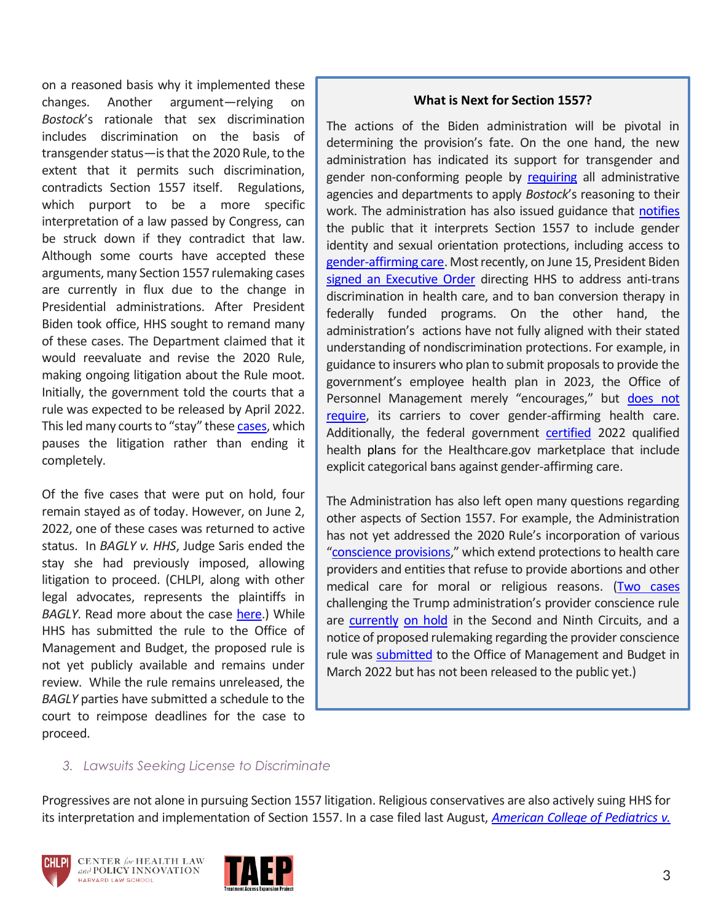on a reasoned basis why it implemented these changes. Another argument—relying on *Bostock*'s rationale that sex discrimination includes discrimination on the basis of transgender status—is that the 2020 Rule, to the extent that it permits such discrimination, contradicts Section 1557 itself. Regulations, which purport to be a more specific interpretation of a law passed by Congress, can be struck down if they contradict that law. Although some courts have accepted these arguments, many Section 1557 rulemaking cases are currently in flux due to the change in Presidential administrations. After President Biden took office, HHS sought to remand many of these cases. The Department claimed that it would reevaluate and revise the 2020 Rule, making ongoing litigation about the Rule moot. Initially, the government told the courts that a rule was expected to be released by April 2022. This led many courts to "stay" these cases, which pauses the litigation rather than ending it completely.

Of the five cases that were put on hold, four remain stayed as of today. However, on June 2, 2022, one of these cases was returned to active status. In *BAGLY v. HHS*, Judge Saris ended the stay she had previously imposed, allowing litigation to proceed. (CHLPI, along with other legal advocates, represents the plaintiffs in *BAGLY*. Read more about the case here.) While HHS has submitted the rule to the Office of Management and Budget, the proposed rule is not yet publicly available and remains under review. While the rule remains unreleased, the *BAGLY* parties have submitted a schedule to the court to reimpose deadlines for the case to proceed.

> **What is Next for Section 1557?**
>
> The actions of the Biden administration will be pivotal in determining the provision's fate. On the one hand, the new administration has indicated its support for transgender and gender non-conforming people by requiring all administrative agencies and departments to apply *Bostock*'s reasoning to their work. The administration has also issued guidance that notifies the public that it interprets Section 1557 to include gender identity and sexual orientation protections, including access to gender-affirming care. Most recently, on June 15, President Biden signed an Executive Order directing HHS to address anti-trans discrimination in health care, and to ban conversion therapy in federally funded programs. On the other hand, the administration's actions have not fully aligned with their stated understanding of nondiscrimination protections. For example, in guidance to insurers who plan to submit proposals to provide the government's employee health plan in 2023, the Office of Personnel Management merely "encourages," but does not require, its carriers to cover gender-affirming health care. Additionally, the federal government certified 2022 qualified health plans for the Healthcare.gov marketplace that include explicit categorical bans against gender-affirming care.
>
> The Administration has also left open many questions regarding other aspects of Section 1557. For example, the Administration has not yet addressed the 2020 Rule's incorporation of various "conscience provisions," which extend protections to health care providers and entities that refuse to provide abortions and other medical care for moral or religious reasons. (Two cases challenging the Trump administration's provider conscience rule are currently on hold in the Second and Ninth Circuits, and a notice of proposed rulemaking regarding the provider conscience rule was submitted to the Office of Management and Budget in March 2022 but has not been released to the public yet.)

### *3. Lawsuits Seeking License to Discriminate*

Progressives are not alone in pursuing Section 1557 litigation. Religious conservatives are also actively suing HHS for its interpretation and implementation of Section 1557. In a case filed last August, *American College of Pediatrics v.*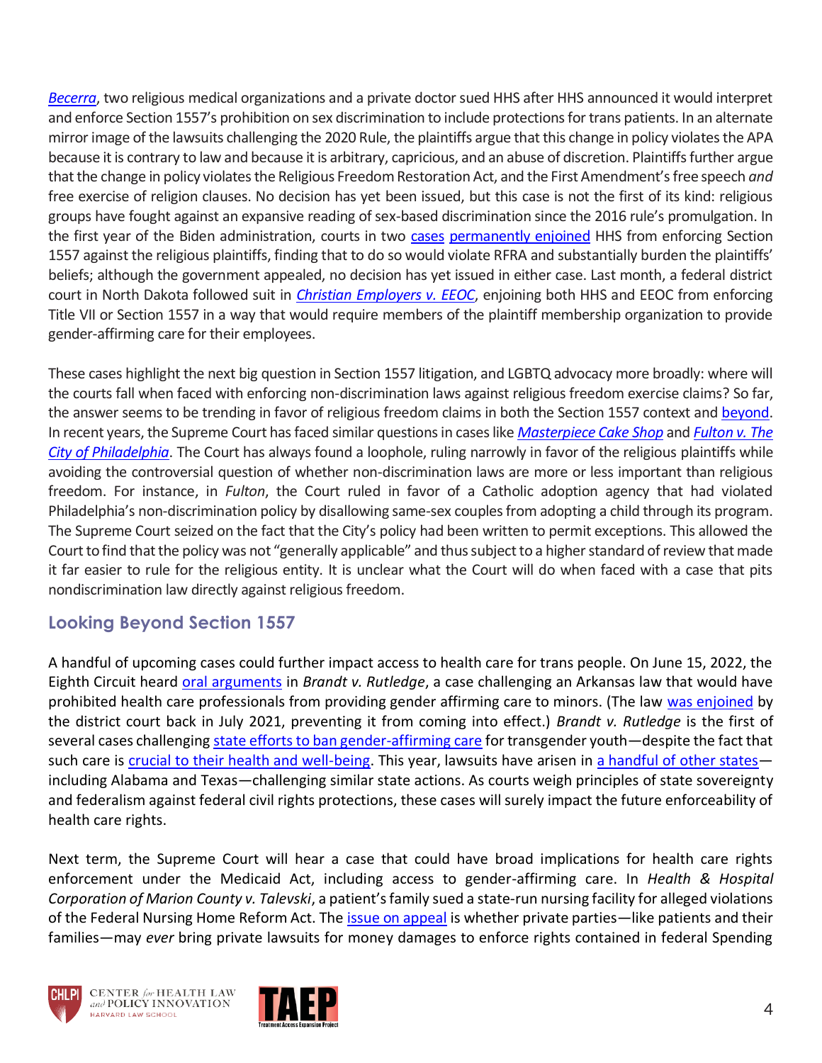*Becerra*, two religious medical organizations and a private doctor sued HHS after HHS announced it would interpret and enforce Section 1557's prohibition on sex discrimination to include protections for trans patients. In an alternate mirror image of the lawsuits challenging the 2020 Rule, the plaintiffs argue that this change in policy violates the APA because it is contrary to law and because it is arbitrary, capricious, and an abuse of discretion. Plaintiffs further argue that the change in policy violates the Religious Freedom Restoration Act, and the First Amendment's free speech *and* free exercise of religion clauses. No decision has yet been issued, but this case is not the first of its kind: religious groups have fought against an expansive reading of sex-based discrimination since the 2016 rule's promulgation. In the first year of the Biden administration, courts in two cases permanently enjoined HHS from enforcing Section 1557 against the religious plaintiffs, finding that to do so would violate RFRA and substantially burden the plaintiffs' beliefs; although the government appealed, no decision has yet issued in either case. Last month, a federal district court in North Dakota followed suit in *Christian Employers v. EEOC*, enjoining both HHS and EEOC from enforcing Title VII or Section 1557 in a way that would require members of the plaintiff membership organization to provide gender-affirming care for their employees.

These cases highlight the next big question in Section 1557 litigation, and LGBTQ advocacy more broadly: where will the courts fall when faced with enforcing non-discrimination laws against religious freedom exercise claims? So far, the answer seems to be trending in favor of religious freedom claims in both the Section 1557 context and beyond. In recent years, the Supreme Court has faced similar questions in cases like *Masterpiece Cake Shop* and *Fulton v. The City of Philadelphia*. The Court has always found a loophole, ruling narrowly in favor of the religious plaintiffs while avoiding the controversial question of whether non-discrimination laws are more or less important than religious freedom. For instance, in *Fulton*, the Court ruled in favor of a Catholic adoption agency that had violated Philadelphia's non-discrimination policy by disallowing same-sex couples from adopting a child through its program. The Supreme Court seized on the fact that the City's policy had been written to permit exceptions. This allowed the Court to find that the policy was not "generally applicable" and thus subject to a higher standard of review that made it far easier to rule for the religious entity. It is unclear what the Court will do when faced with a case that pits nondiscrimination law directly against religious freedom.

## Looking Beyond Section 1557

A handful of upcoming cases could further impact access to health care for trans people. On June 15, 2022, the Eighth Circuit heard oral arguments in *Brandt v. Rutledge*, a case challenging an Arkansas law that would have prohibited health care professionals from providing gender affirming care to minors. (The law was enjoined by the district court back in July 2021, preventing it from coming into effect.) *Brandt v. Rutledge* is the first of several cases challenging state efforts to ban gender-affirming care for transgender youth—despite the fact that such care is crucial to their health and well-being. This year, lawsuits have arisen in a handful of other states—including Alabama and Texas—challenging similar state actions. As courts weigh principles of state sovereignty and federalism against federal civil rights protections, these cases will surely impact the future enforceability of health care rights.

Next term, the Supreme Court will hear a case that could have broad implications for health care rights enforcement under the Medicaid Act, including access to gender-affirming care. In *Health & Hospital Corporation of Marion County v. Talevski*, a patient's family sued a state-run nursing facility for alleged violations of the Federal Nursing Home Reform Act. The issue on appeal is whether private parties—like patients and their families—may *ever* bring private lawsuits for money damages to enforce rights contained in federal Spending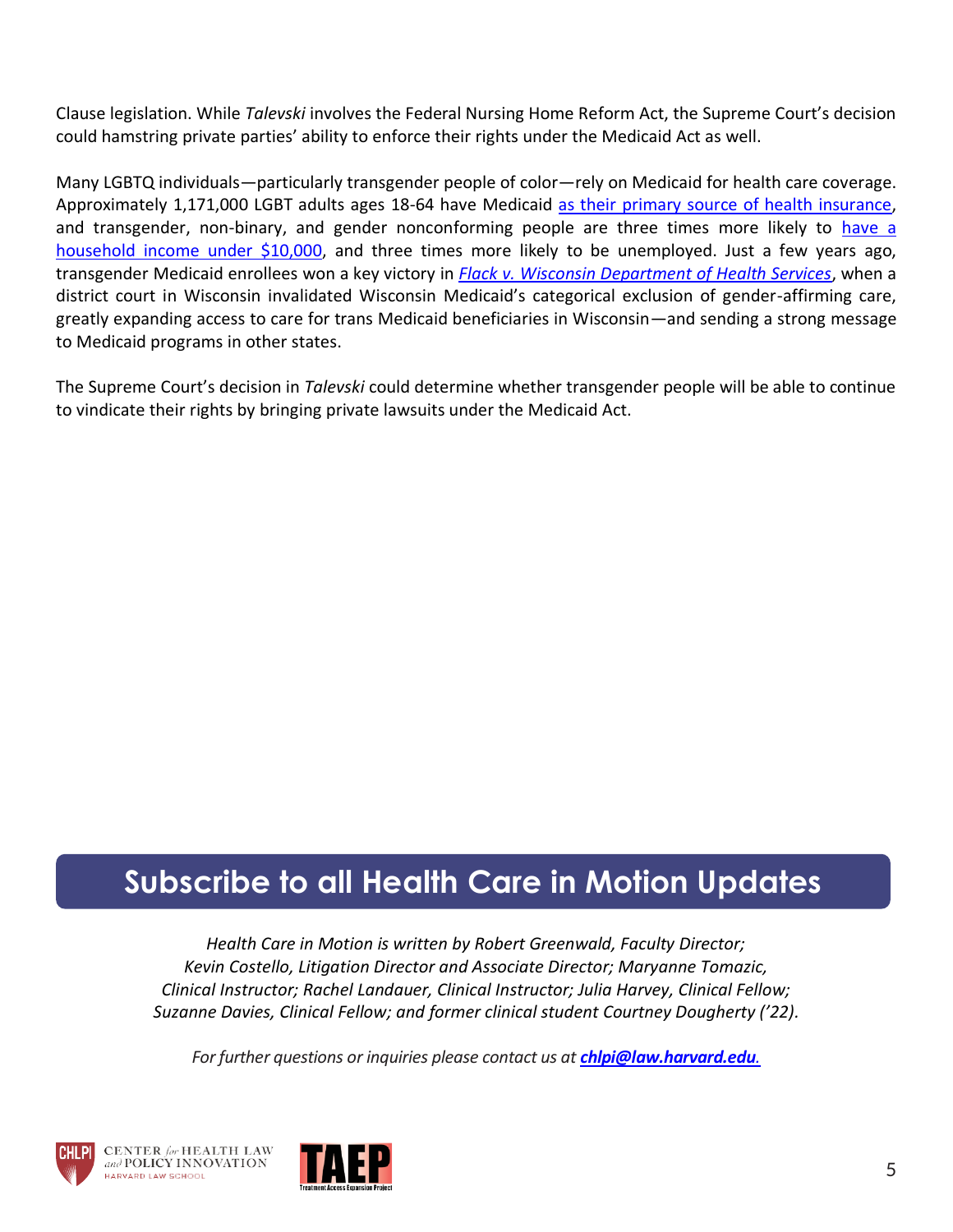Clause legislation. While *Talevski* involves the Federal Nursing Home Reform Act, the Supreme Court's decision could hamstring private parties' ability to enforce their rights under the Medicaid Act as well.

Many LGBTQ individuals—particularly transgender people of color—rely on Medicaid for health care coverage. Approximately 1,171,000 LGBT adults ages 18-64 have Medicaid as their primary source of health insurance, and transgender, non-binary, and gender nonconforming people are three times more likely to have a household income under $10,000, and three times more likely to be unemployed. Just a few years ago, transgender Medicaid enrollees won a key victory in *Flack v. Wisconsin Department of Health Services*, when a district court in Wisconsin invalidated Wisconsin Medicaid's categorical exclusion of gender-affirming care, greatly expanding access to care for trans Medicaid beneficiaries in Wisconsin—and sending a strong message to Medicaid programs in other states.

The Supreme Court's decision in *Talevski* could determine whether transgender people will be able to continue to vindicate their rights by bringing private lawsuits under the Medicaid Act.

## Subscribe to all Health Care in Motion Updates

*Health Care in Motion is written by Robert Greenwald, Faculty Director; Kevin Costello, Litigation Director and Associate Director; Maryanne Tomazic, Clinical Instructor; Rachel Landauer, Clinical Instructor; Julia Harvey, Clinical Fellow; Suzanne Davies, Clinical Fellow; and former clinical student Courtney Dougherty ('22).*

*For further questions or inquiries please contact us at* ***chlpi@law.harvard.edu.***

CHLPI CENTER for HEALTH LAW and POLICY INNOVATION HARVARD LAW SCHOOL

TAEP Treatment Access Expansion Project